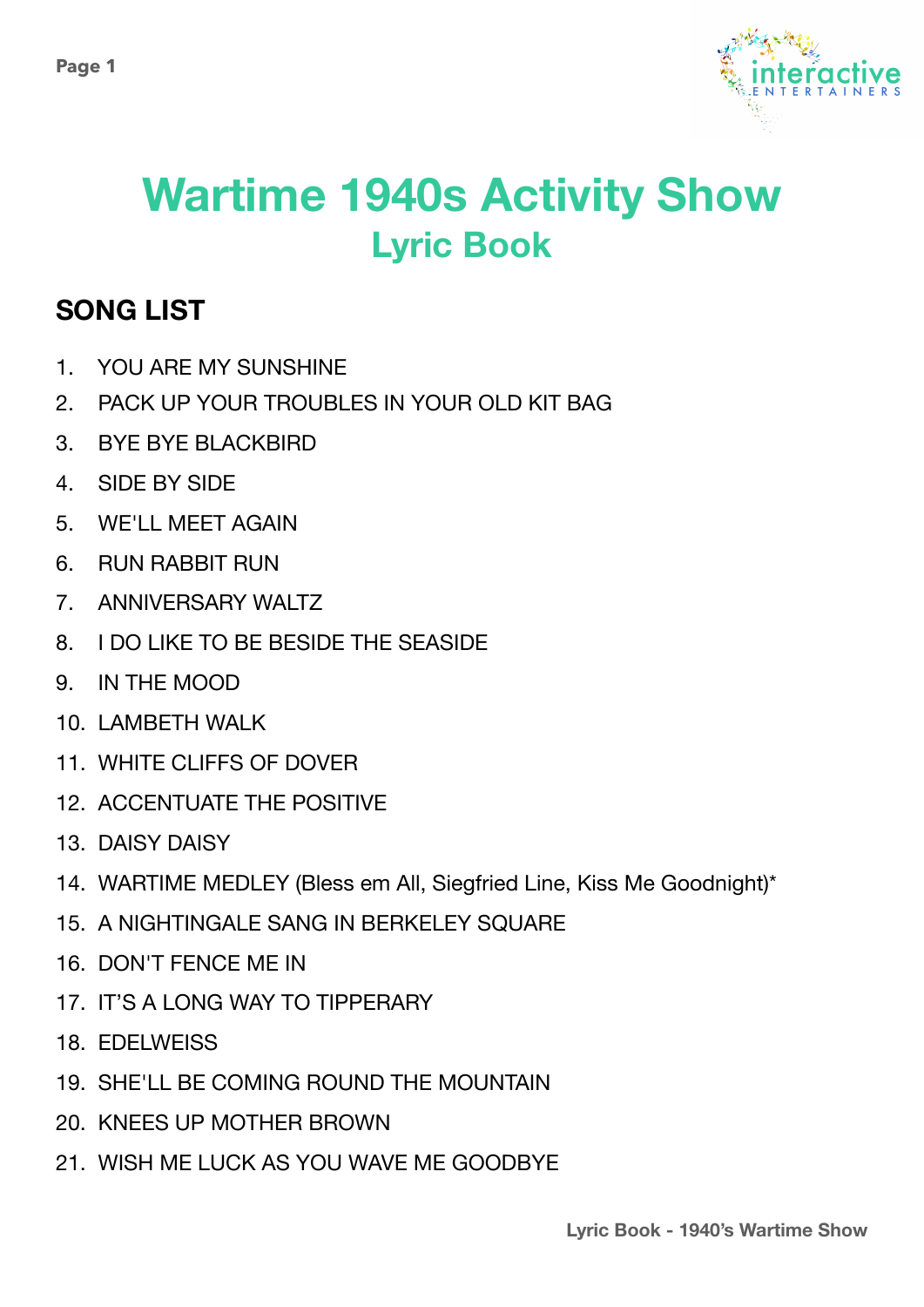# Wartime 1940s Activity Show
## Lyric Book

## SONG LIST

1. YOU ARE MY SUNSHINE
2. PACK UP YOUR TROUBLES IN YOUR OLD KIT BAG
3. BYE BYE BLACKBIRD
4. SIDE BY SIDE
5. WE'LL MEET AGAIN
6. RUN RABBIT RUN
7. ANNIVERSARY WALTZ
8. I DO LIKE TO BE BESIDE THE SEASIDE
9. IN THE MOOD
10. LAMBETH WALK
11. WHITE CLIFFS OF DOVER
12. ACCENTUATE THE POSITIVE
13. DAISY DAISY
14. WARTIME MEDLEY (Bless em All, Siegfried Line, Kiss Me Goodnight)*
15. A NIGHTINGALE SANG IN BERKELEY SQUARE
16. DON'T FENCE ME IN
17. IT'S A LONG WAY TO TIPPERARY
18. EDELWEISS
19. SHE'LL BE COMING ROUND THE MOUNTAIN
20. KNEES UP MOTHER BROWN
21. WISH ME LUCK AS YOU WAVE ME GOODBYE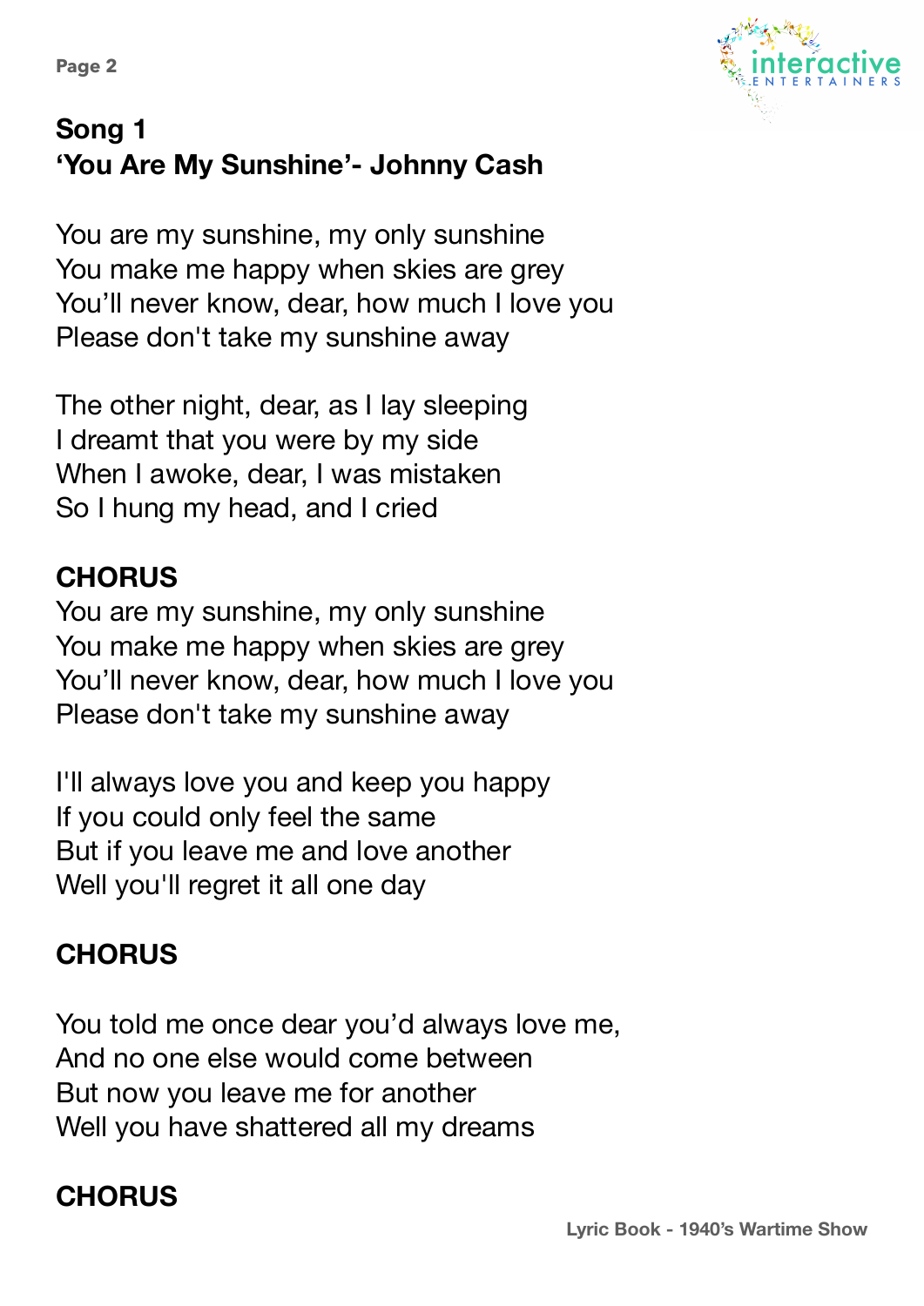## Song 1
## 'You Are My Sunshine'- Johnny Cash

You are my sunshine, my only sunshine
You make me happy when skies are grey
You'll never know, dear, how much I love you
Please don't take my sunshine away

The other night, dear, as I lay sleeping
I dreamt that you were by my side
When I awoke, dear, I was mistaken
So I hung my head, and I cried

**CHORUS**
You are my sunshine, my only sunshine
You make me happy when skies are grey
You'll never know, dear, how much I love you
Please don't take my sunshine away

I'll always love you and keep you happy
If you could only feel the same
But if you leave me and love another
Well you'll regret it all one day

**CHORUS**

You told me once dear you'd always love me,
And no one else would come between
But now you leave me for another
Well you have shattered all my dreams

**CHORUS**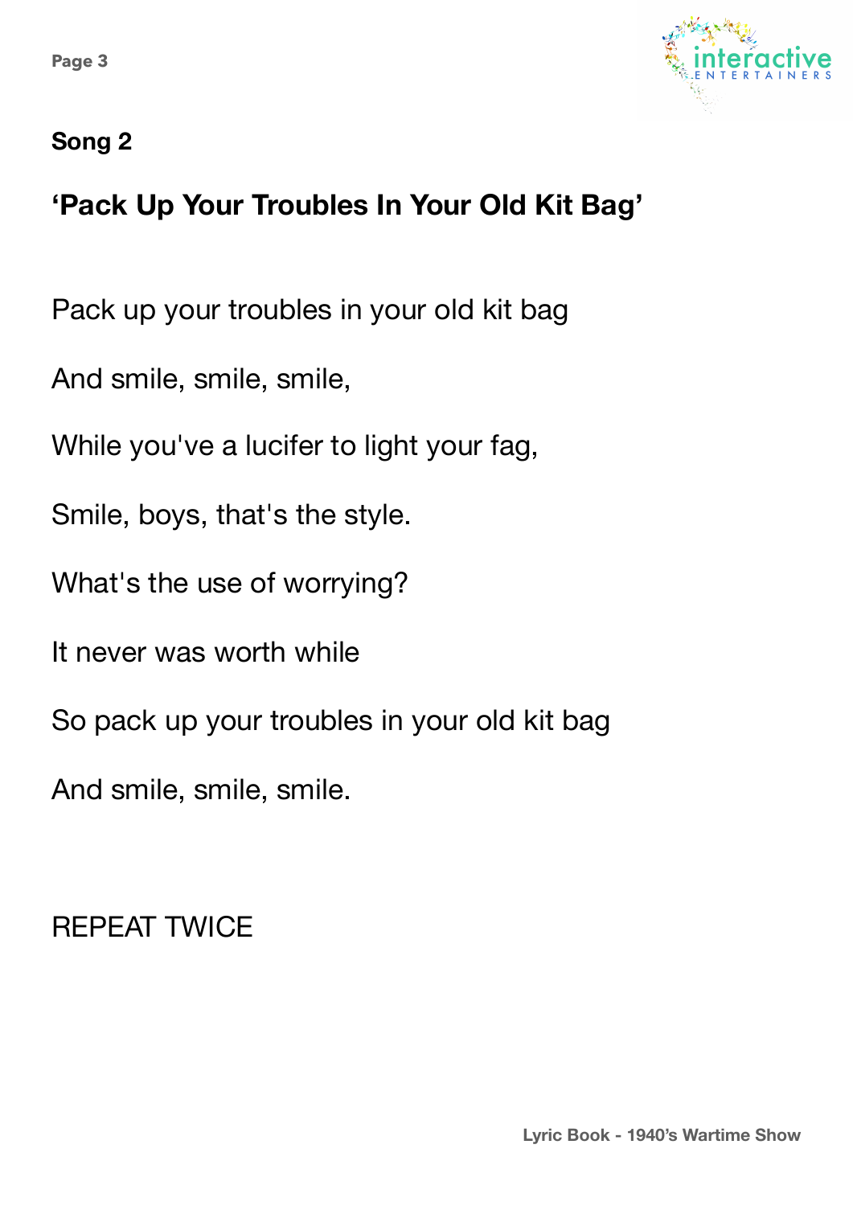**Song 2**

## ‘Pack Up Your Troubles In Your Old Kit Bag’

Pack up your troubles in your old kit bag

And smile, smile, smile,

While you've a lucifer to light your fag,

Smile, boys, that's the style.

What's the use of worrying?

It never was worth while

So pack up your troubles in your old kit bag

And smile, smile, smile.

REPEAT TWICE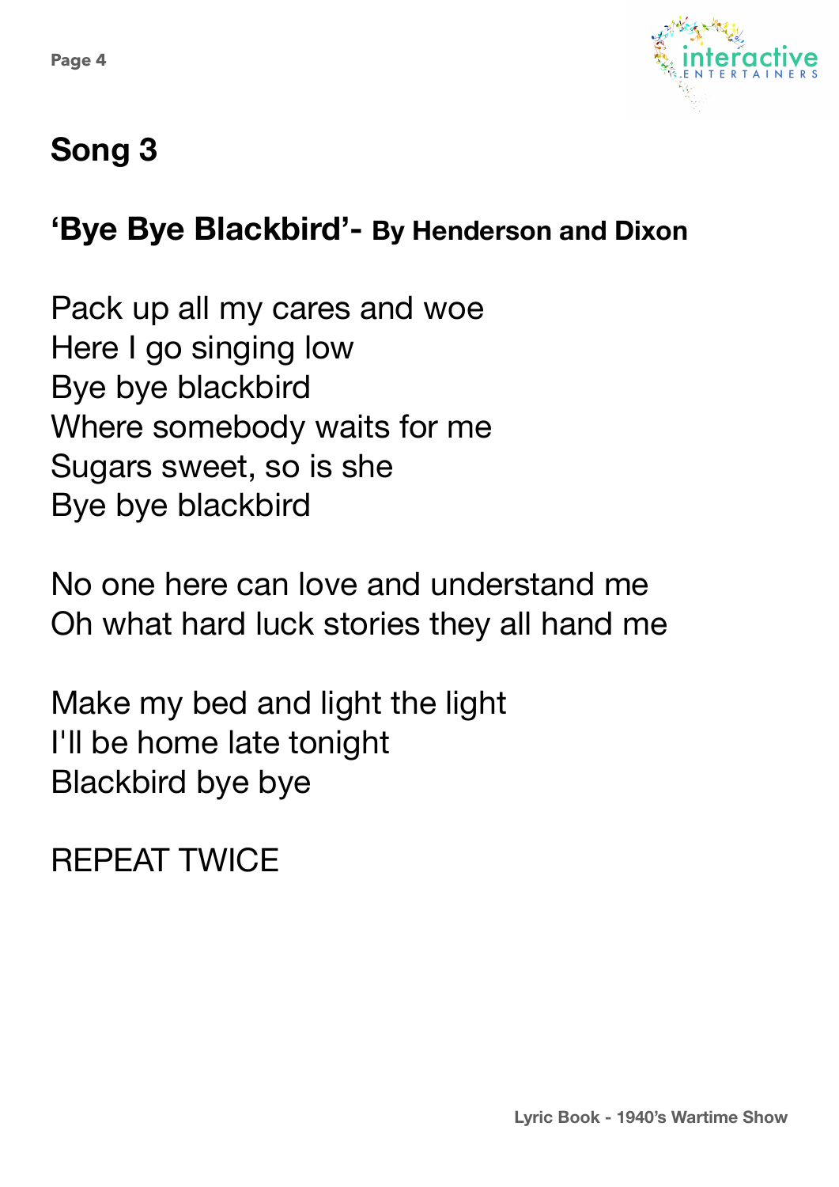## Song 3

## 'Bye Bye Blackbird'- By Henderson and Dixon

Pack up all my cares and woe
Here I go singing low
Bye bye blackbird
Where somebody waits for me
Sugars sweet, so is she
Bye bye blackbird

No one here can love and understand me
Oh what hard luck stories they all hand me

Make my bed and light the light
I'll be home late tonight
Blackbird bye bye

REPEAT TWICE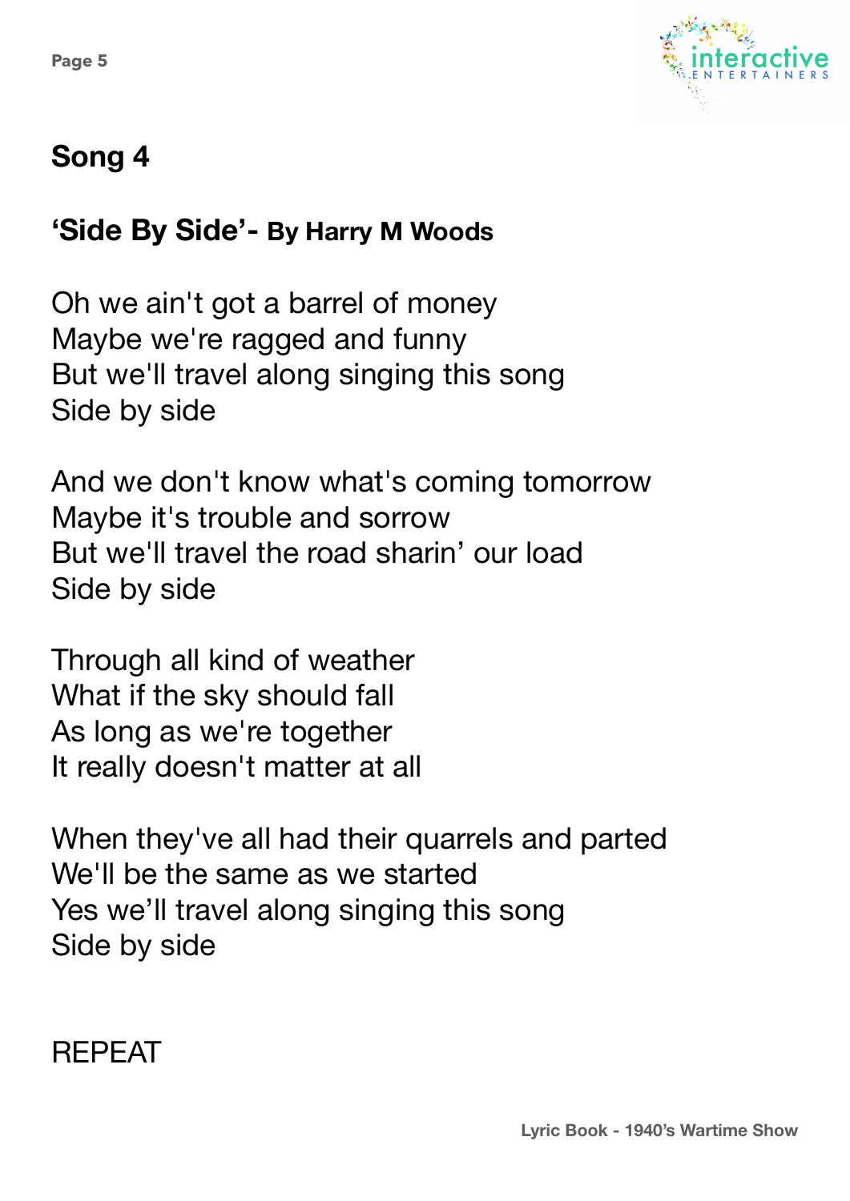## Song 4

### 'Side By Side'- By Harry M Woods

Oh we ain't got a barrel of money
Maybe we're ragged and funny
But we'll travel along singing this song
Side by side

And we don't know what's coming tomorrow
Maybe it's trouble and sorrow
But we'll travel the road sharin' our load
Side by side

Through all kind of weather
What if the sky should fall
As long as we're together
It really doesn't matter at all

When they've all had their quarrels and parted
We'll be the same as we started
Yes we'll travel along singing this song
Side by side

REPEAT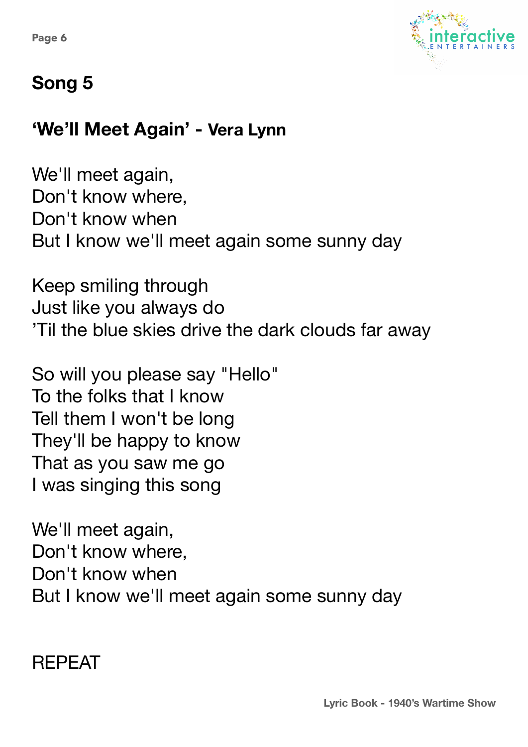## Song 5

### 'We'll Meet Again' - Vera Lynn

We'll meet again,
Don't know where,
Don't know when
But I know we'll meet again some sunny day

Keep smiling through
Just like you always do
'Til the blue skies drive the dark clouds far away

So will you please say "Hello"
To the folks that I know
Tell them I won't be long
They'll be happy to know
That as you saw me go
I was singing this song

We'll meet again,
Don't know where,
Don't know when
But I know we'll meet again some sunny day

REPEAT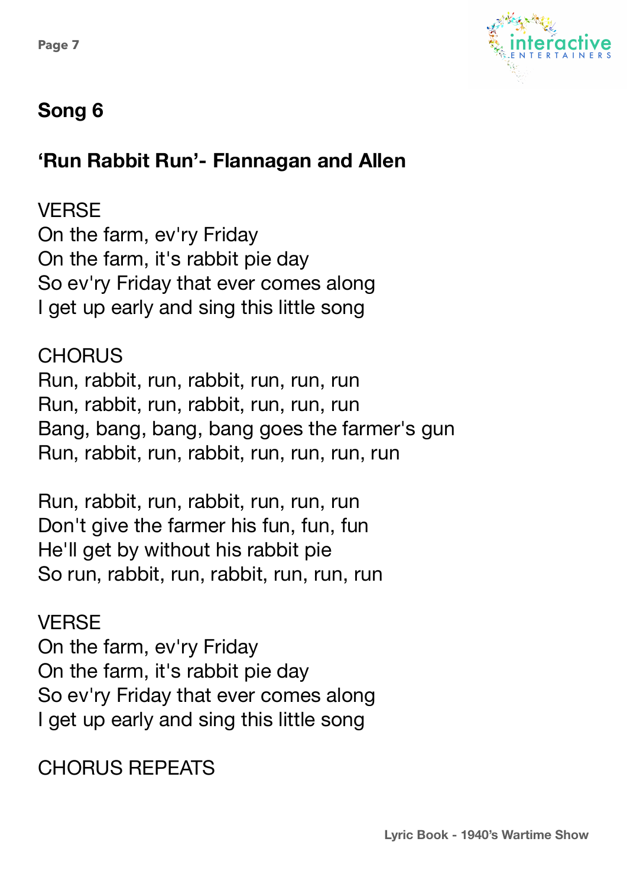## Song 6

## ‘Run Rabbit Run’- Flannagan and Allen

VERSE
On the farm, ev'ry Friday
On the farm, it's rabbit pie day
So ev'ry Friday that ever comes along
I get up early and sing this little song

CHORUS
Run, rabbit, run, rabbit, run, run, run
Run, rabbit, run, rabbit, run, run, run
Bang, bang, bang, bang goes the farmer's gun
Run, rabbit, run, rabbit, run, run, run, run

Run, rabbit, run, rabbit, run, run, run
Don't give the farmer his fun, fun, fun
He'll get by without his rabbit pie
So run, rabbit, run, rabbit, run, run, run

VERSE
On the farm, ev'ry Friday
On the farm, it's rabbit pie day
So ev'ry Friday that ever comes along
I get up early and sing this little song

CHORUS REPEATS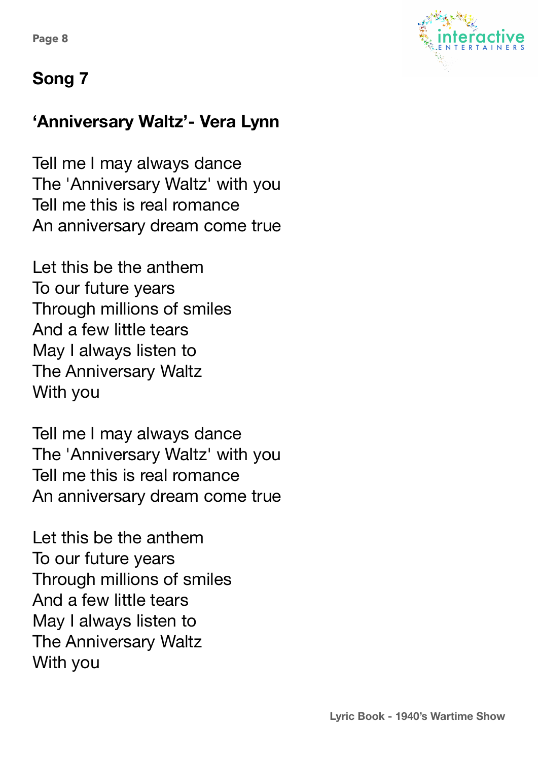## Song 7

### 'Anniversary Waltz'- Vera Lynn

Tell me I may always dance  
The 'Anniversary Waltz' with you  
Tell me this is real romance  
An anniversary dream come true

Let this be the anthem  
To our future years  
Through millions of smiles  
And a few little tears  
May I always listen to  
The Anniversary Waltz  
With you

Tell me I may always dance  
The 'Anniversary Waltz' with you  
Tell me this is real romance  
An anniversary dream come true

Let this be the anthem  
To our future years  
Through millions of smiles  
And a few little tears  
May I always listen to  
The Anniversary Waltz  
With you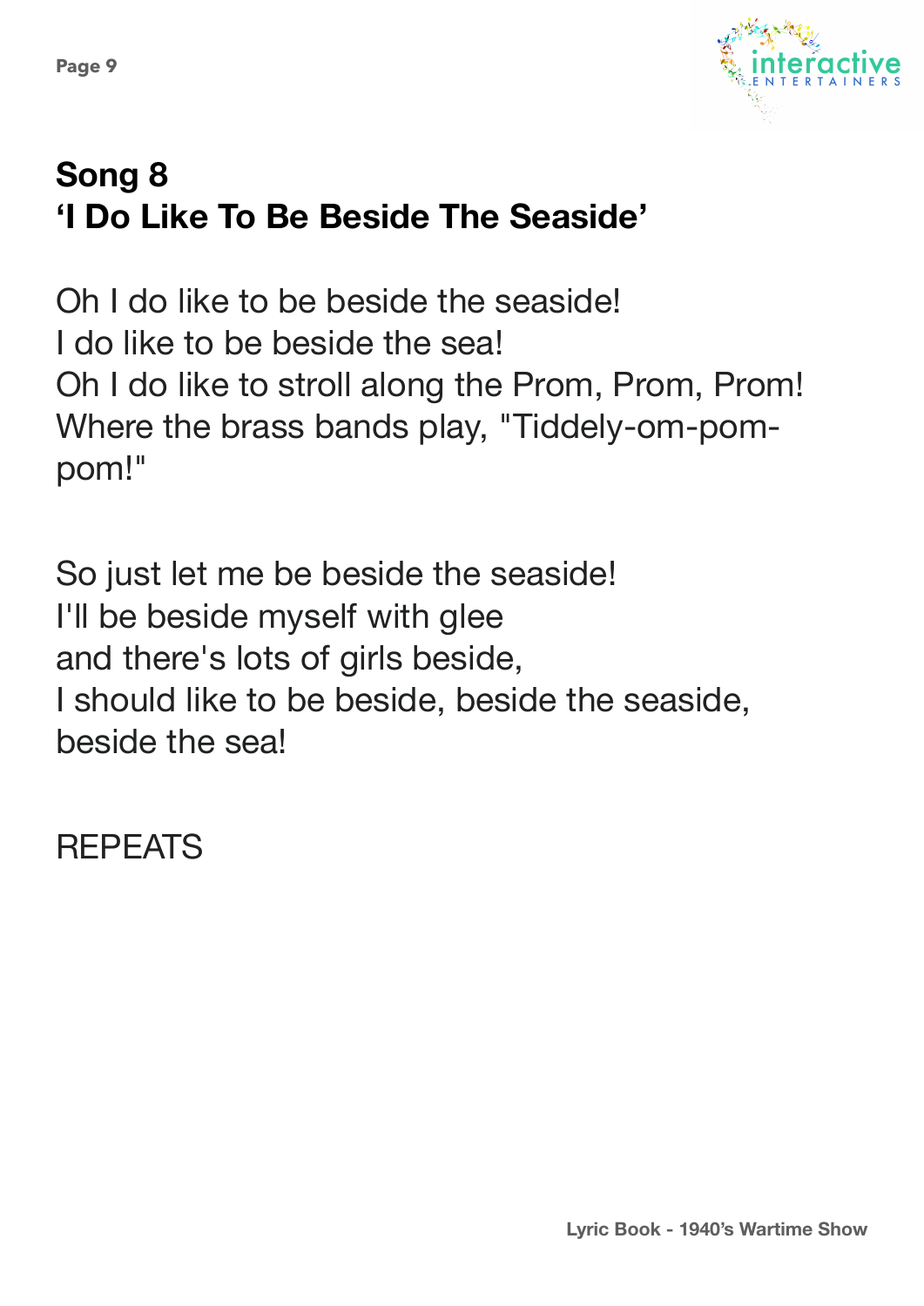## Song 8
## 'I Do Like To Be Beside The Seaside'

Oh I do like to be beside the seaside!
I do like to be beside the sea!
Oh I do like to stroll along the Prom, Prom, Prom!
Where the brass bands play, "Tiddely-om-pom-pom!"

So just let me be beside the seaside!
I'll be beside myself with glee
and there's lots of girls beside,
I should like to be beside, beside the seaside,
beside the sea!

REPEATS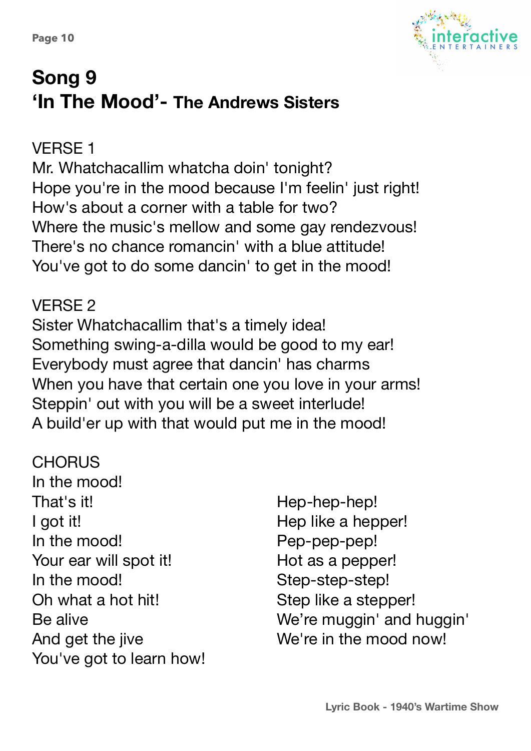# Song 9
## 'In The Mood'- The Andrews Sisters

VERSE 1
Mr. Whatchacallim whatcha doin' tonight?
Hope you're in the mood because I'm feelin' just right!
How's about a corner with a table for two?
Where the music's mellow and some gay rendezvous!
There's no chance romancin' with a blue attitude!
You've got to do some dancin' to get in the mood!

VERSE 2
Sister Whatchacallim that's a timely idea!
Something swing-a-dilla would be good to my ear!
Everybody must agree that dancin' has charms
When you have that certain one you love in your arms!
Steppin' out with you will be a sweet interlude!
A build'er up with that would put me in the mood!

CHORUS
In the mood!
That's it!
I got it!
In the mood!
Your ear will spot it!
In the mood!
Oh what a hot hit!
Be alive
And get the jive
You've got to learn how!

Hep-hep-hep!
Hep like a hepper!
Pep-pep-pep!
Hot as a pepper!
Step-step-step!
Step like a stepper!
We're muggin' and huggin'
We're in the mood now!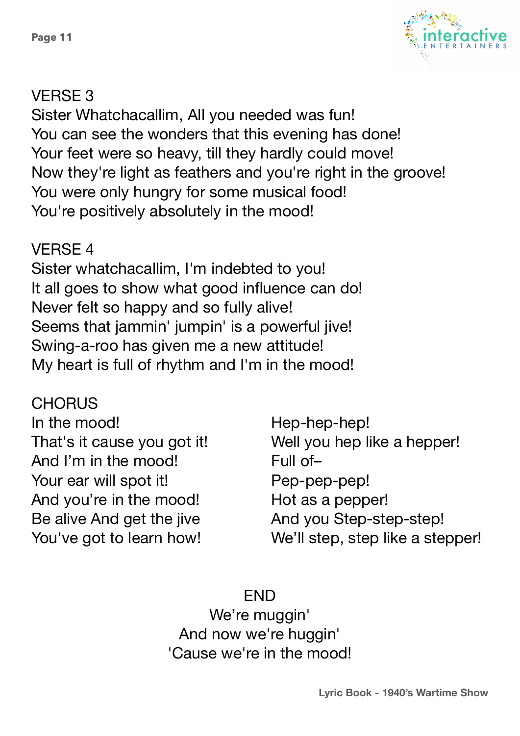VERSE 3
Sister Whatchacallim, All you needed was fun!
You can see the wonders that this evening has done!
Your feet were so heavy, till they hardly could move!
Now they're light as feathers and you're right in the groove!
You were only hungry for some musical food!
You're positively absolutely in the mood!

VERSE 4
Sister whatchacallim, I'm indebted to you!
It all goes to show what good influence can do!
Never felt so happy and so fully alive!
Seems that jammin' jumpin' is a powerful jive!
Swing-a-roo has given me a new attitude!
My heart is full of rhythm and I'm in the mood!

CHORUS
In the mood!
That's it cause you got it!
And I'm in the mood!
Your ear will spot it!
And you're in the mood!
Be alive And get the jive
You've got to learn how!

Hep-hep-hep!
Well you hep like a hepper!
Full of–
Pep-pep-pep!
Hot as a pepper!
And you Step-step-step!
We'll step, step like a stepper!

END
We're muggin'
And now we're huggin'
'Cause we're in the mood!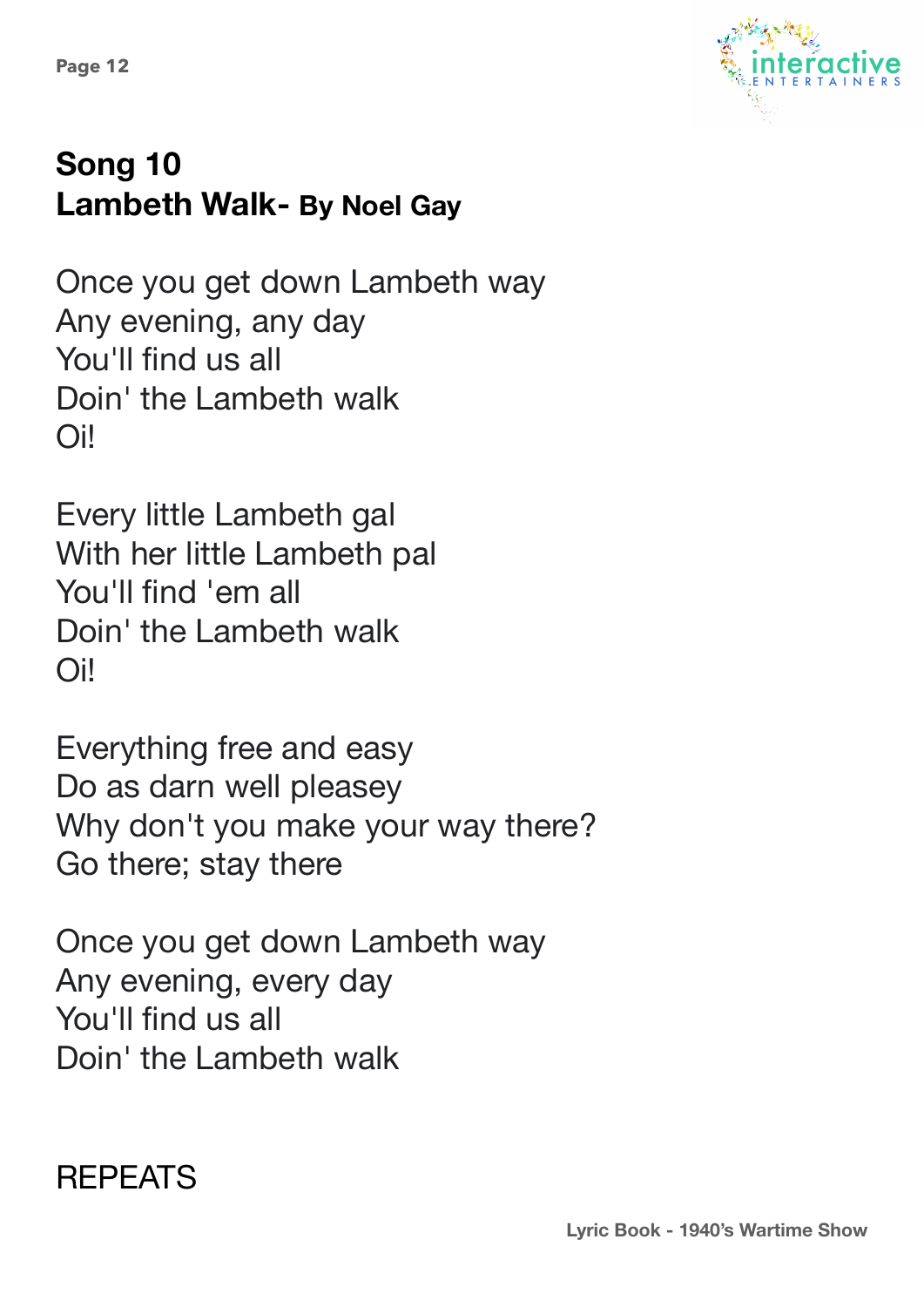## Song 10
## Lambeth Walk- By Noel Gay

Once you get down Lambeth way
Any evening, any day
You'll find us all
Doin' the Lambeth walk
Oi!

Every little Lambeth gal
With her little Lambeth pal
You'll find 'em all
Doin' the Lambeth walk
Oi!

Everything free and easy
Do as darn well pleasey
Why don't you make your way there?
Go there; stay there

Once you get down Lambeth way
Any evening, every day
You'll find us all
Doin' the Lambeth walk

REPEATS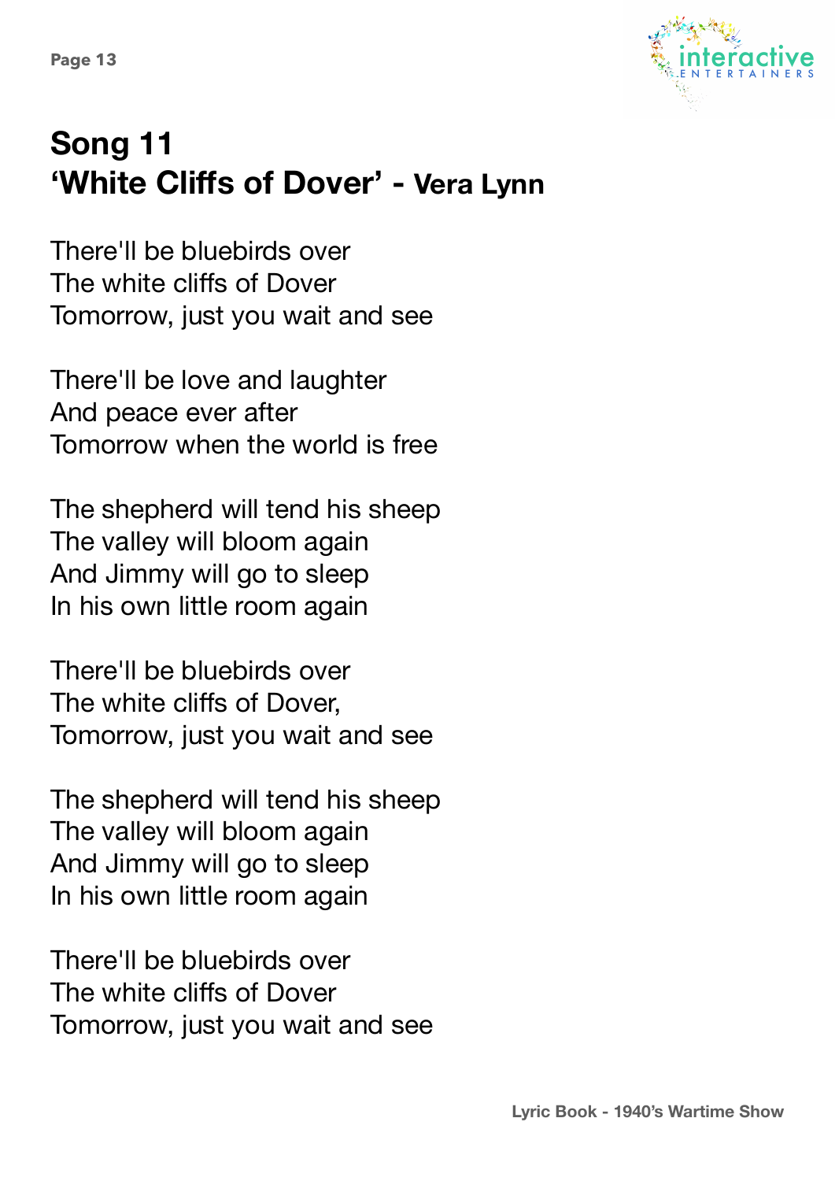# Song 11
# 'White Cliffs of Dover' - Vera Lynn

There'll be bluebirds over
The white cliffs of Dover
Tomorrow, just you wait and see

There'll be love and laughter
And peace ever after
Tomorrow when the world is free

The shepherd will tend his sheep
The valley will bloom again
And Jimmy will go to sleep
In his own little room again

There'll be bluebirds over
The white cliffs of Dover,
Tomorrow, just you wait and see

The shepherd will tend his sheep
The valley will bloom again
And Jimmy will go to sleep
In his own little room again

There'll be bluebirds over
The white cliffs of Dover
Tomorrow, just you wait and see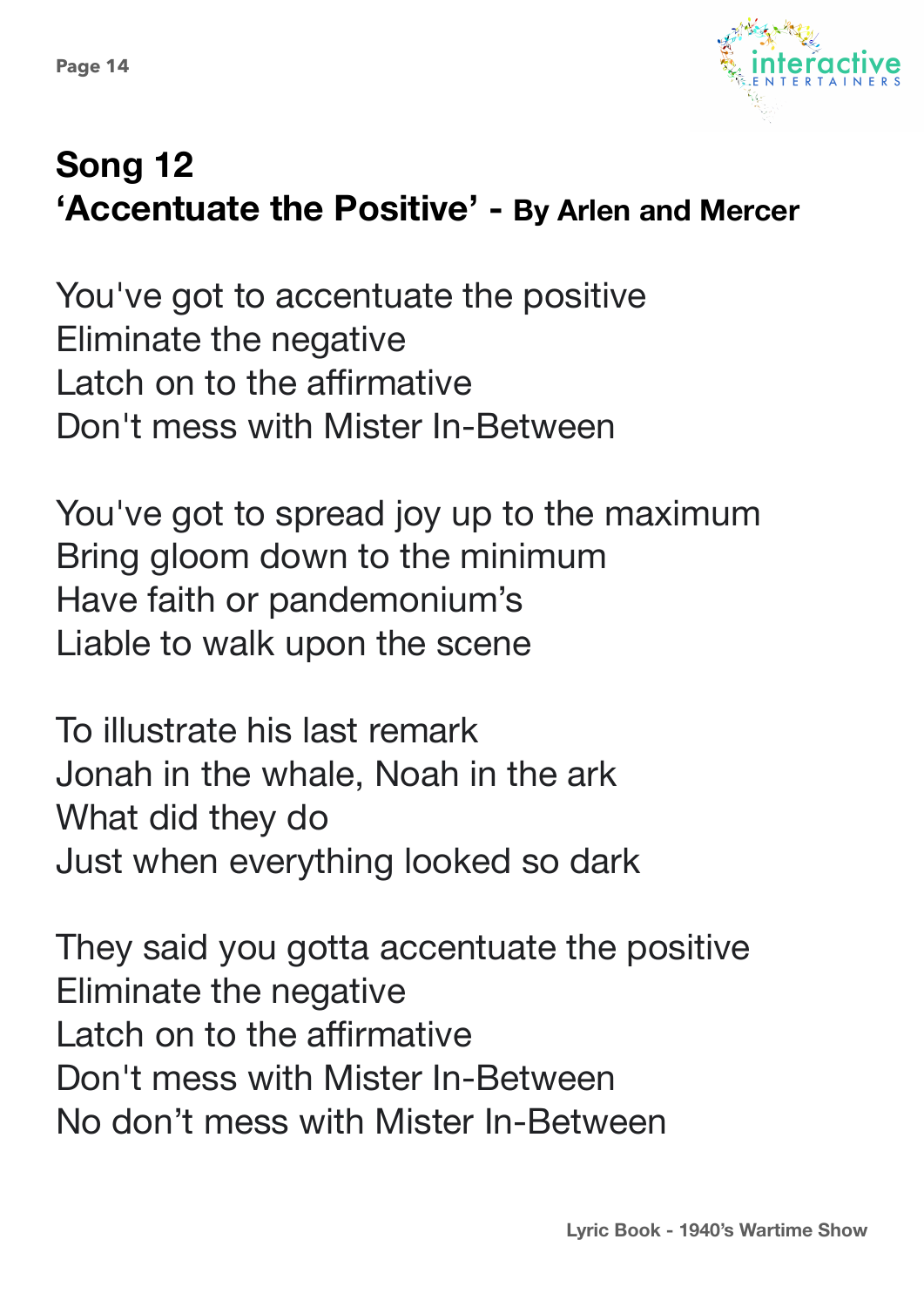# Song 12
## 'Accentuate the Positive' - By Arlen and Mercer

You've got to accentuate the positive
Eliminate the negative
Latch on to the affirmative
Don't mess with Mister In-Between

You've got to spread joy up to the maximum
Bring gloom down to the minimum
Have faith or pandemonium's
Liable to walk upon the scene

To illustrate his last remark
Jonah in the whale, Noah in the ark
What did they do
Just when everything looked so dark

They said you gotta accentuate the positive
Eliminate the negative
Latch on to the affirmative
Don't mess with Mister In-Between
No don't mess with Mister In-Between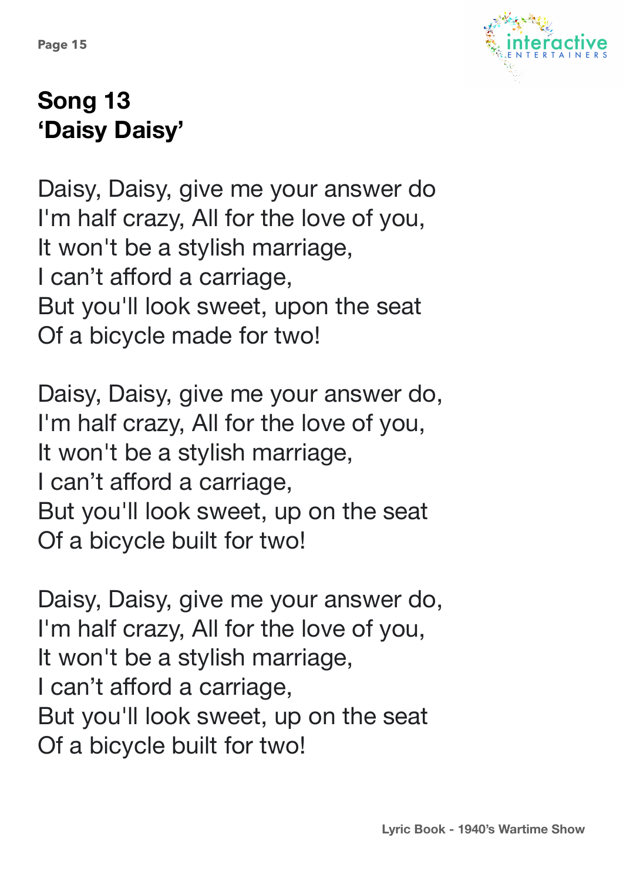## Song 13
## ‘Daisy Daisy’

Daisy, Daisy, give me your answer do  
I'm half crazy, All for the love of you,  
It won't be a stylish marriage,  
I can’t afford a carriage,  
But you'll look sweet, upon the seat  
Of a bicycle made for two!

Daisy, Daisy, give me your answer do,  
I'm half crazy, All for the love of you,  
It won't be a stylish marriage,  
I can’t afford a carriage,  
But you'll look sweet, up on the seat  
Of a bicycle built for two!

Daisy, Daisy, give me your answer do,  
I'm half crazy, All for the love of you,  
It won't be a stylish marriage,  
I can’t afford a carriage,  
But you'll look sweet, up on the seat  
Of a bicycle built for two!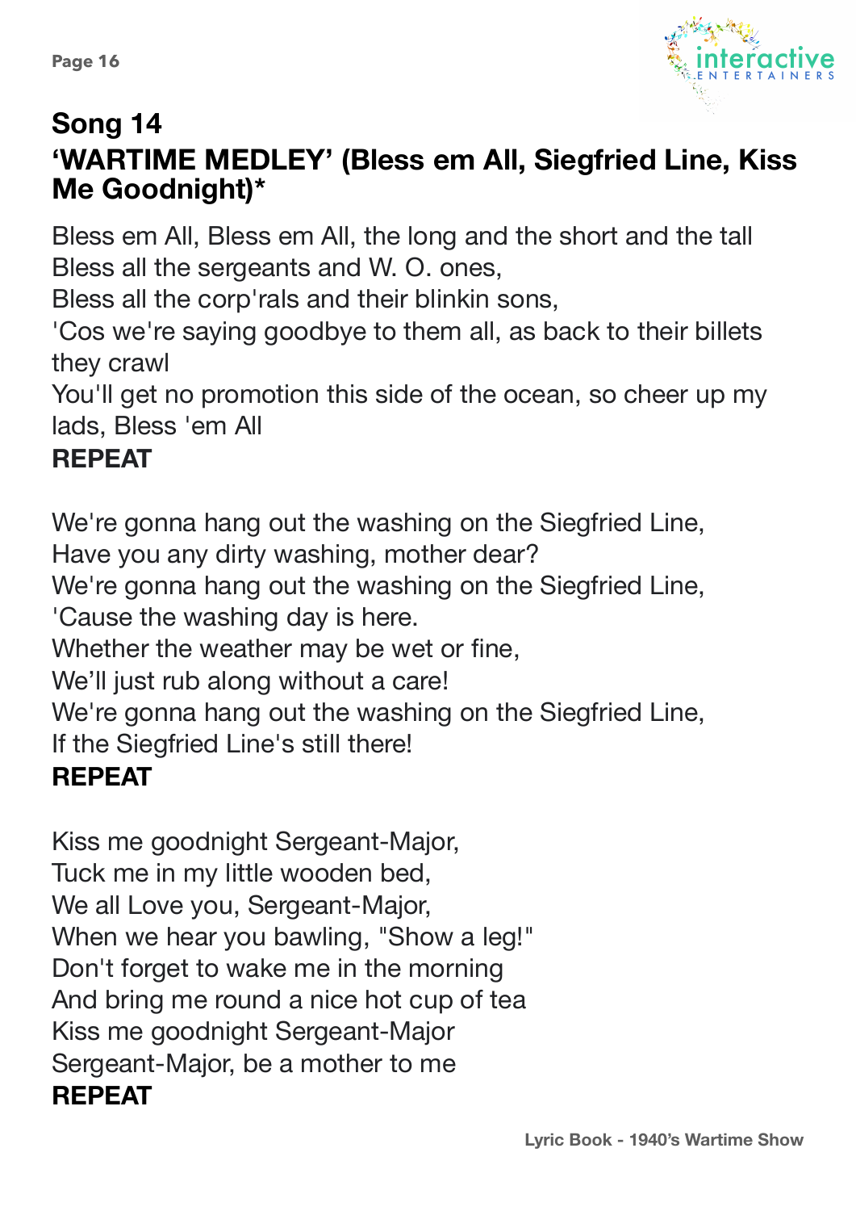## Song 14
## 'WARTIME MEDLEY' (Bless em All, Siegfried Line, Kiss Me Goodnight)*

Bless em All, Bless em All, the long and the short and the tall
Bless all the sergeants and W. O. ones,
Bless all the corp'rals and their blinkin sons,
'Cos we're saying goodbye to them all, as back to their billets they crawl
You'll get no promotion this side of the ocean, so cheer up my lads, Bless 'em All
**REPEAT**

We're gonna hang out the washing on the Siegfried Line,
Have you any dirty washing, mother dear?
We're gonna hang out the washing on the Siegfried Line,
'Cause the washing day is here.
Whether the weather may be wet or fine,
We'll just rub along without a care!
We're gonna hang out the washing on the Siegfried Line,
If the Siegfried Line's still there!
**REPEAT**

Kiss me goodnight Sergeant-Major,
Tuck me in my little wooden bed,
We all Love you, Sergeant-Major,
When we hear you bawling, "Show a leg!"
Don't forget to wake me in the morning
And bring me round a nice hot cup of tea
Kiss me goodnight Sergeant-Major
Sergeant-Major, be a mother to me
**REPEAT**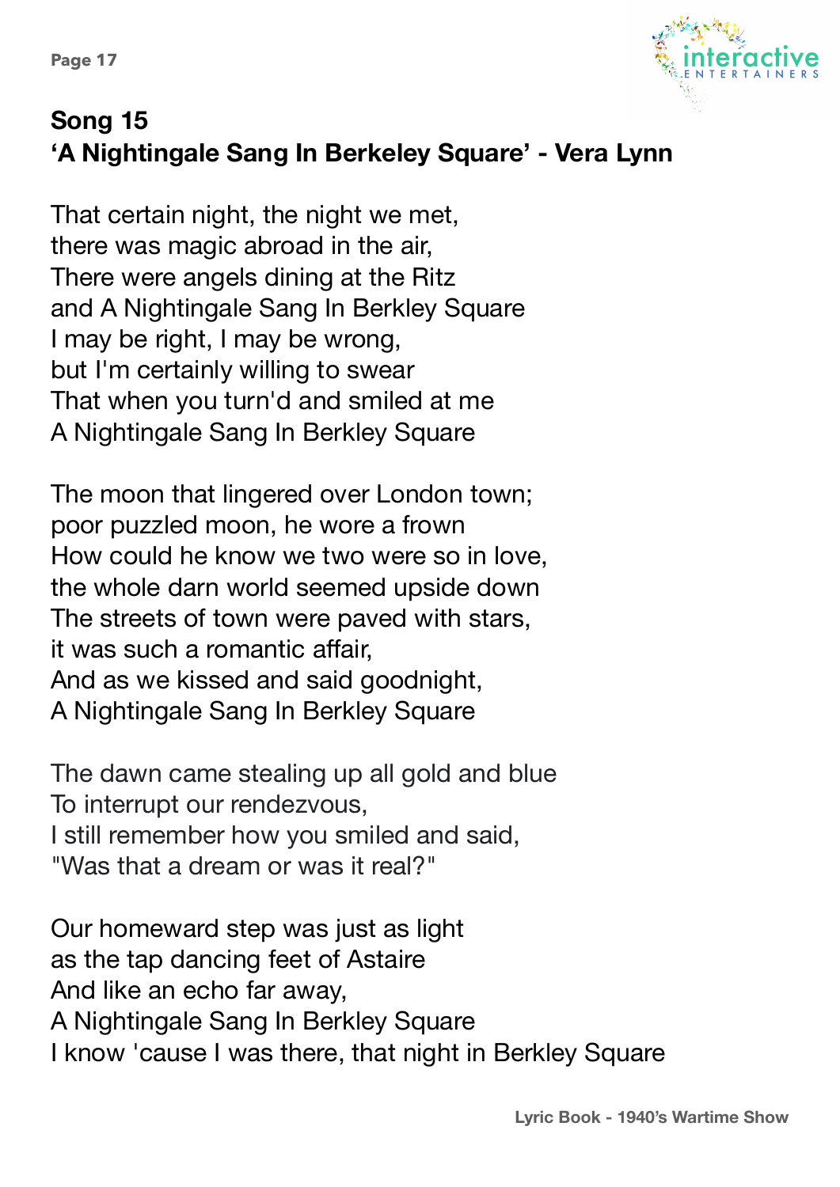## Song 15
## 'A Nightingale Sang In Berkeley Square' - Vera Lynn

That certain night, the night we met,
there was magic abroad in the air,
There were angels dining at the Ritz
and A Nightingale Sang In Berkley Square
I may be right, I may be wrong,
but I'm certainly willing to swear
That when you turn'd and smiled at me
A Nightingale Sang In Berkley Square

The moon that lingered over London town;
poor puzzled moon, he wore a frown
How could he know we two were so in love,
the whole darn world seemed upside down
The streets of town were paved with stars,
it was such a romantic affair,
And as we kissed and said goodnight,
A Nightingale Sang In Berkley Square

The dawn came stealing up all gold and blue
To interrupt our rendezvous,
I still remember how you smiled and said,
"Was that a dream or was it real?"

Our homeward step was just as light
as the tap dancing feet of Astaire
And like an echo far away,
A Nightingale Sang In Berkley Square
I know 'cause I was there, that night in Berkley Square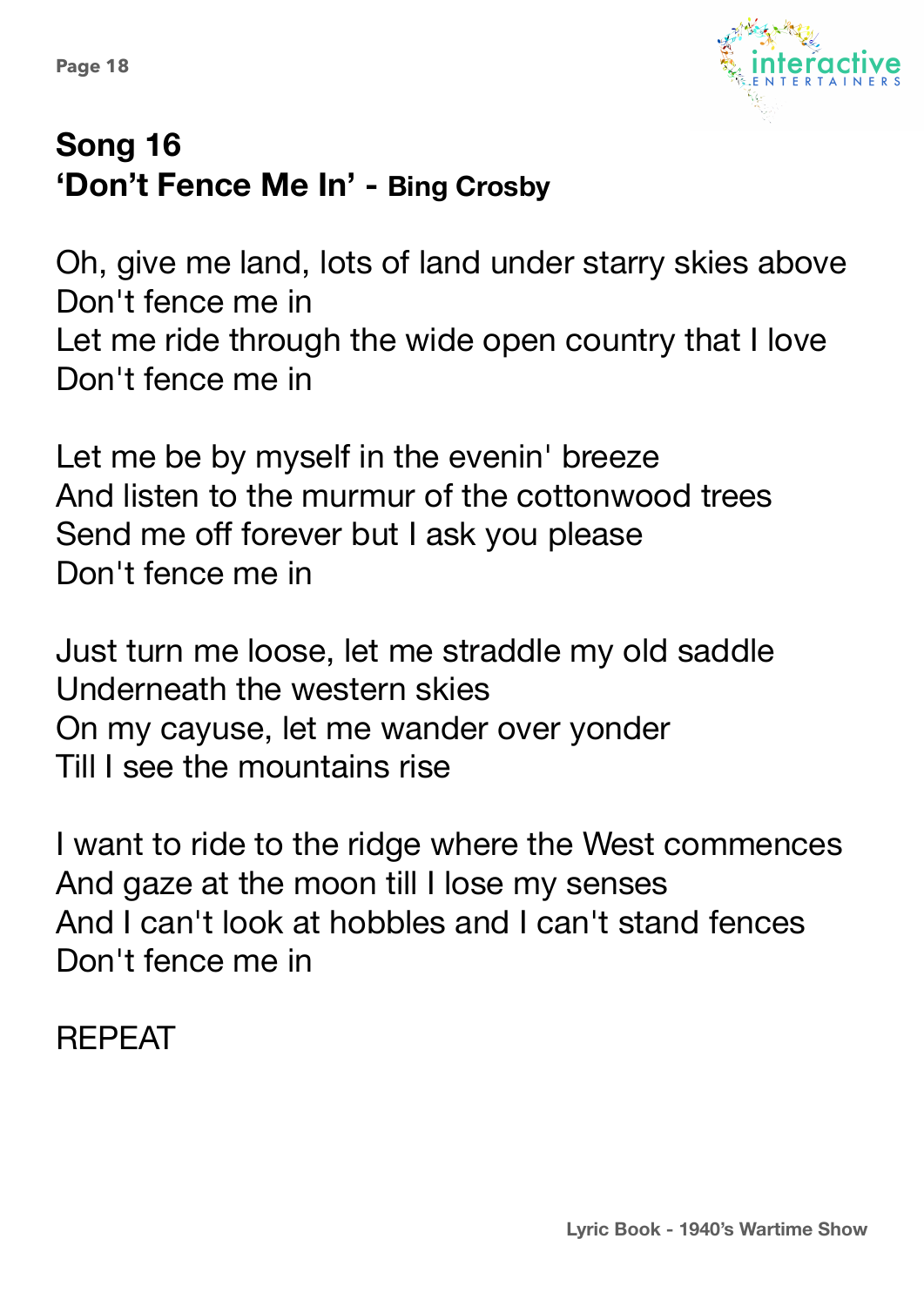## Song 16
## 'Don't Fence Me In' - Bing Crosby

Oh, give me land, lots of land under starry skies above
Don't fence me in
Let me ride through the wide open country that I love
Don't fence me in

Let me be by myself in the evenin' breeze
And listen to the murmur of the cottonwood trees
Send me off forever but I ask you please
Don't fence me in

Just turn me loose, let me straddle my old saddle
Underneath the western skies
On my cayuse, let me wander over yonder
Till I see the mountains rise

I want to ride to the ridge where the West commences
And gaze at the moon till I lose my senses
And I can't look at hobbles and I can't stand fences
Don't fence me in

REPEAT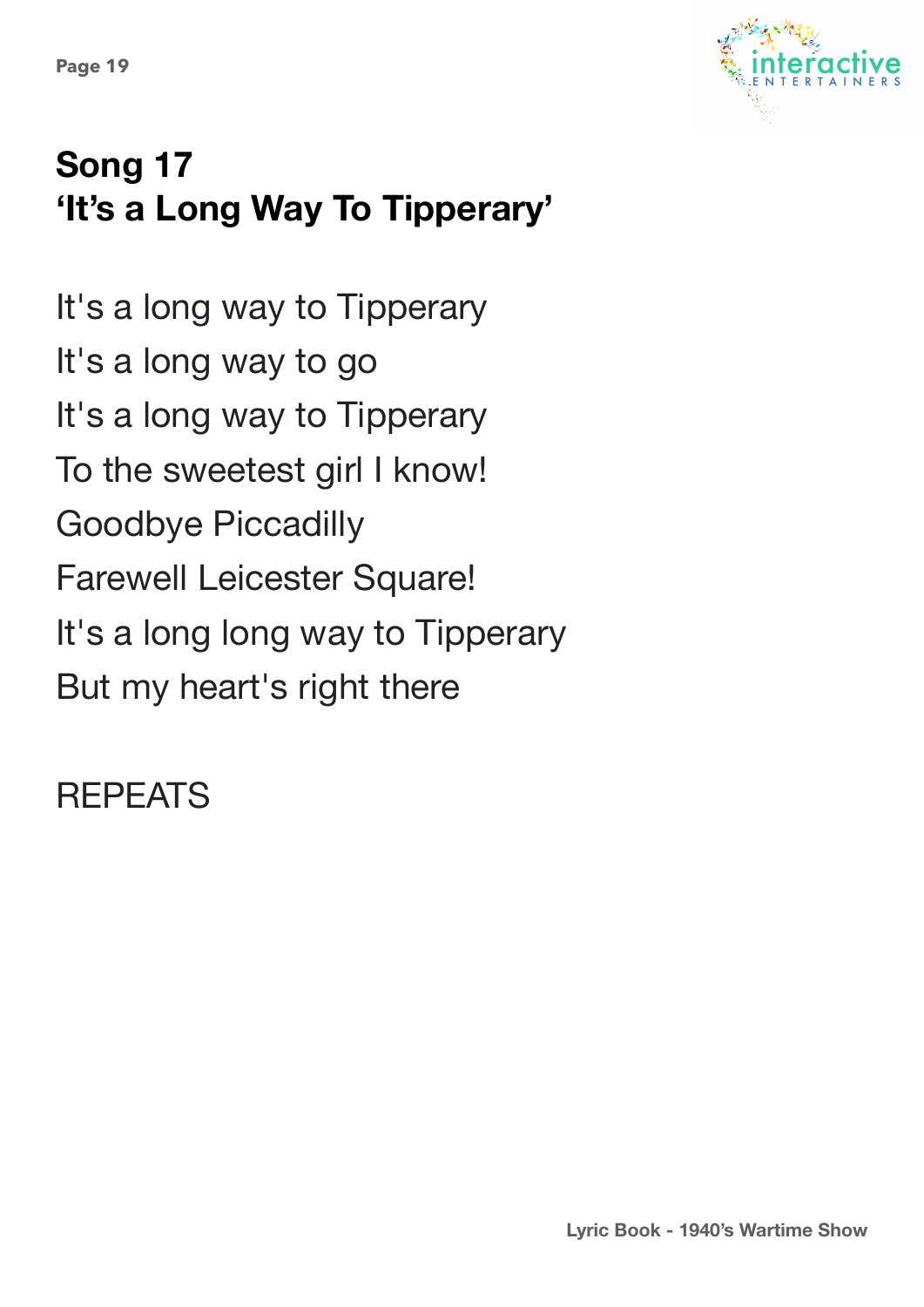# Song 17
# 'It's a Long Way To Tipperary'

It's a long way to Tipperary  
It's a long way to go  
It's a long way to Tipperary  
To the sweetest girl I know!  
Goodbye Piccadilly  
Farewell Leicester Square!  
It's a long long way to Tipperary  
But my heart's right there

REPEATS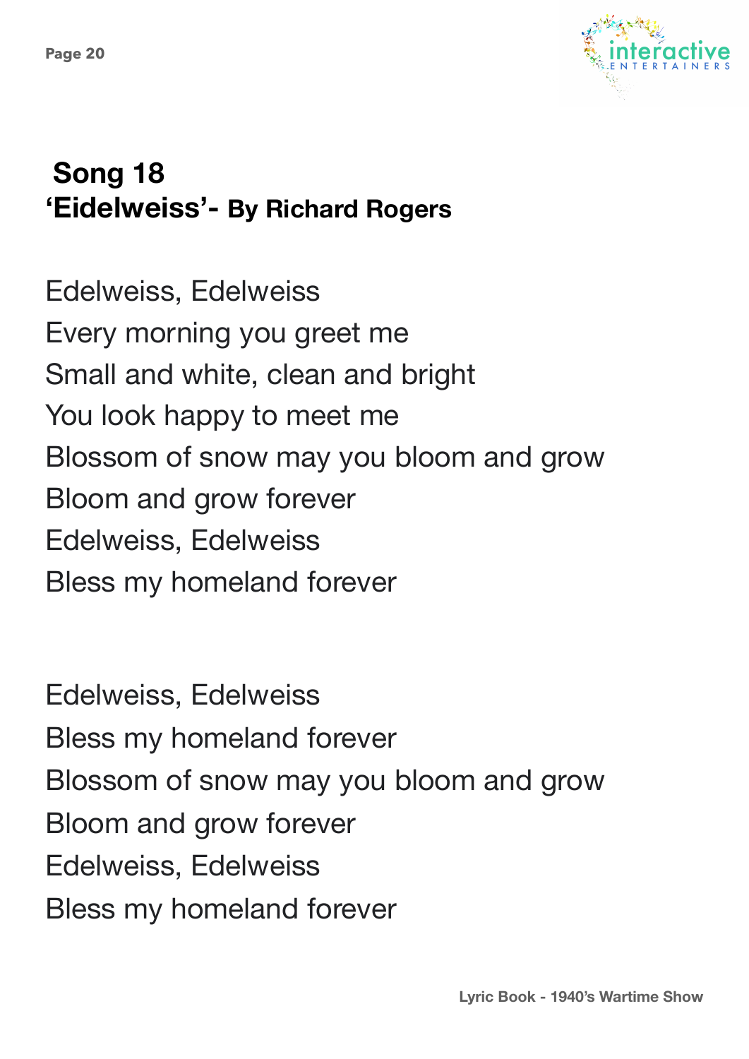## Song 18
**'Eidelweiss'- By Richard Rogers**

Edelweiss, Edelweiss
Every morning you greet me
Small and white, clean and bright
You look happy to meet me
Blossom of snow may you bloom and grow
Bloom and grow forever
Edelweiss, Edelweiss
Bless my homeland forever

Edelweiss, Edelweiss
Bless my homeland forever
Blossom of snow may you bloom and grow
Bloom and grow forever
Edelweiss, Edelweiss
Bless my homeland forever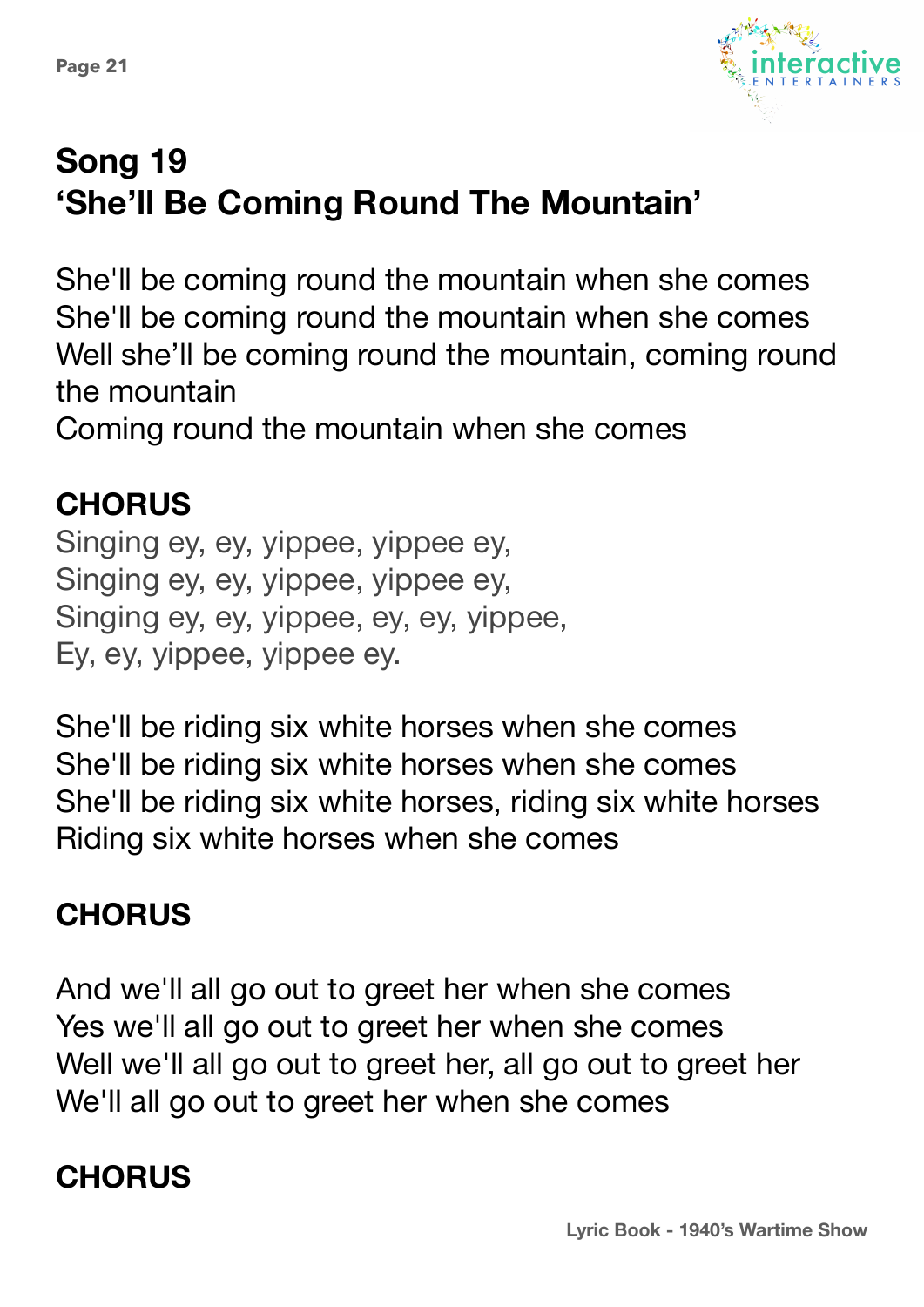## Song 19
## 'She'll Be Coming Round The Mountain'

She'll be coming round the mountain when she comes
She'll be coming round the mountain when she comes
Well she'll be coming round the mountain, coming round the mountain
Coming round the mountain when she comes

**CHORUS**
Singing ey, ey, yippee, yippee ey,
Singing ey, ey, yippee, yippee ey,
Singing ey, ey, yippee, ey, ey, yippee,
Ey, ey, yippee, yippee ey.

She'll be riding six white horses when she comes
She'll be riding six white horses when she comes
She'll be riding six white horses, riding six white horses
Riding six white horses when she comes

**CHORUS**

And we'll all go out to greet her when she comes
Yes we'll all go out to greet her when she comes
Well we'll all go out to greet her, all go out to greet her
We'll all go out to greet her when she comes

**CHORUS**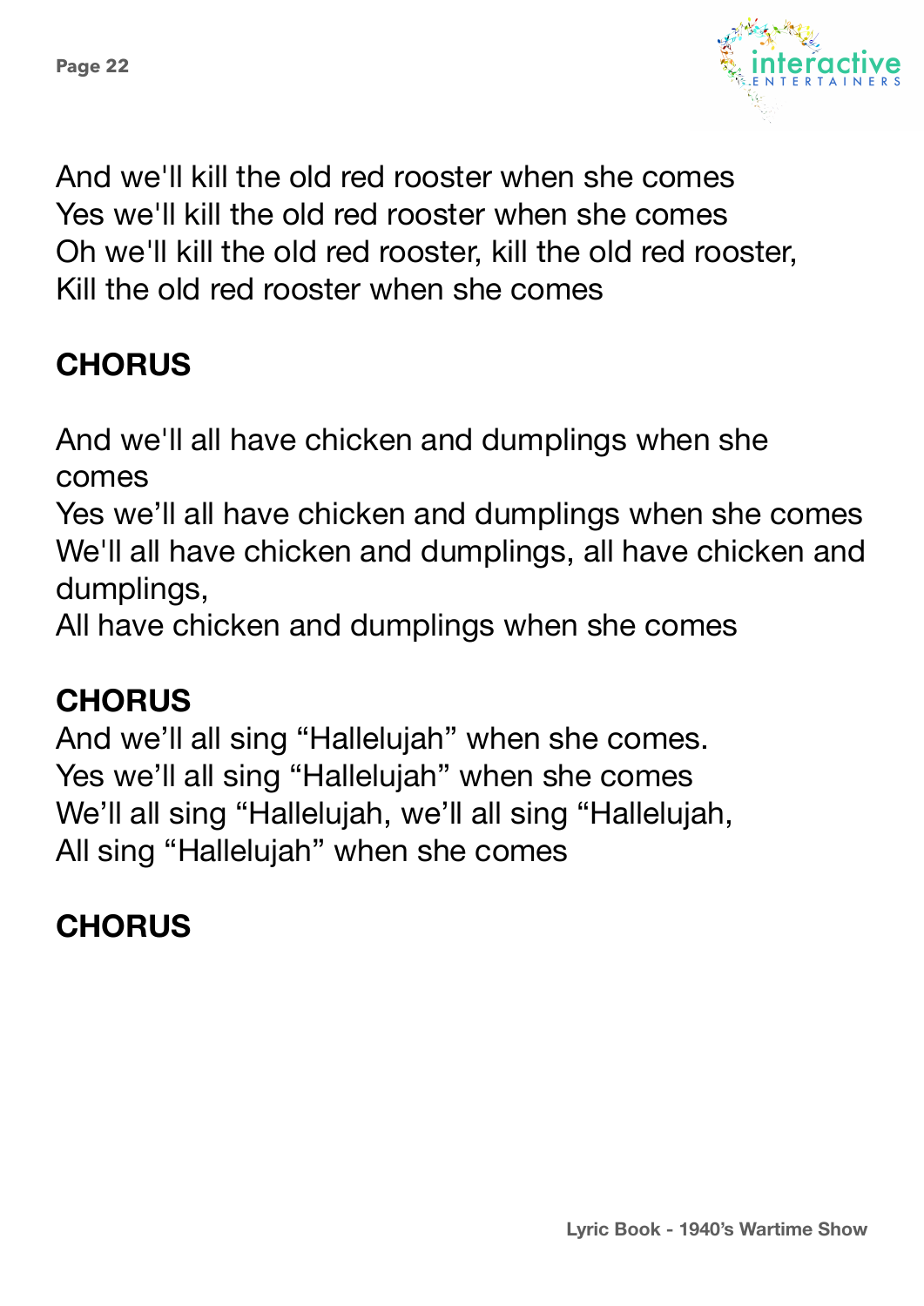And we'll kill the old red rooster when she comes
Yes we'll kill the old red rooster when she comes
Oh we'll kill the old red rooster, kill the old red rooster,
Kill the old red rooster when she comes

**CHORUS**

And we'll all have chicken and dumplings when she comes
Yes we'll all have chicken and dumplings when she comes
We'll all have chicken and dumplings, all have chicken and dumplings,
All have chicken and dumplings when she comes

**CHORUS**

And we'll all sing "Hallelujah" when she comes.
Yes we'll all sing "Hallelujah" when she comes
We'll all sing "Hallelujah, we'll all sing "Hallelujah,
All sing "Hallelujah" when she comes

**CHORUS**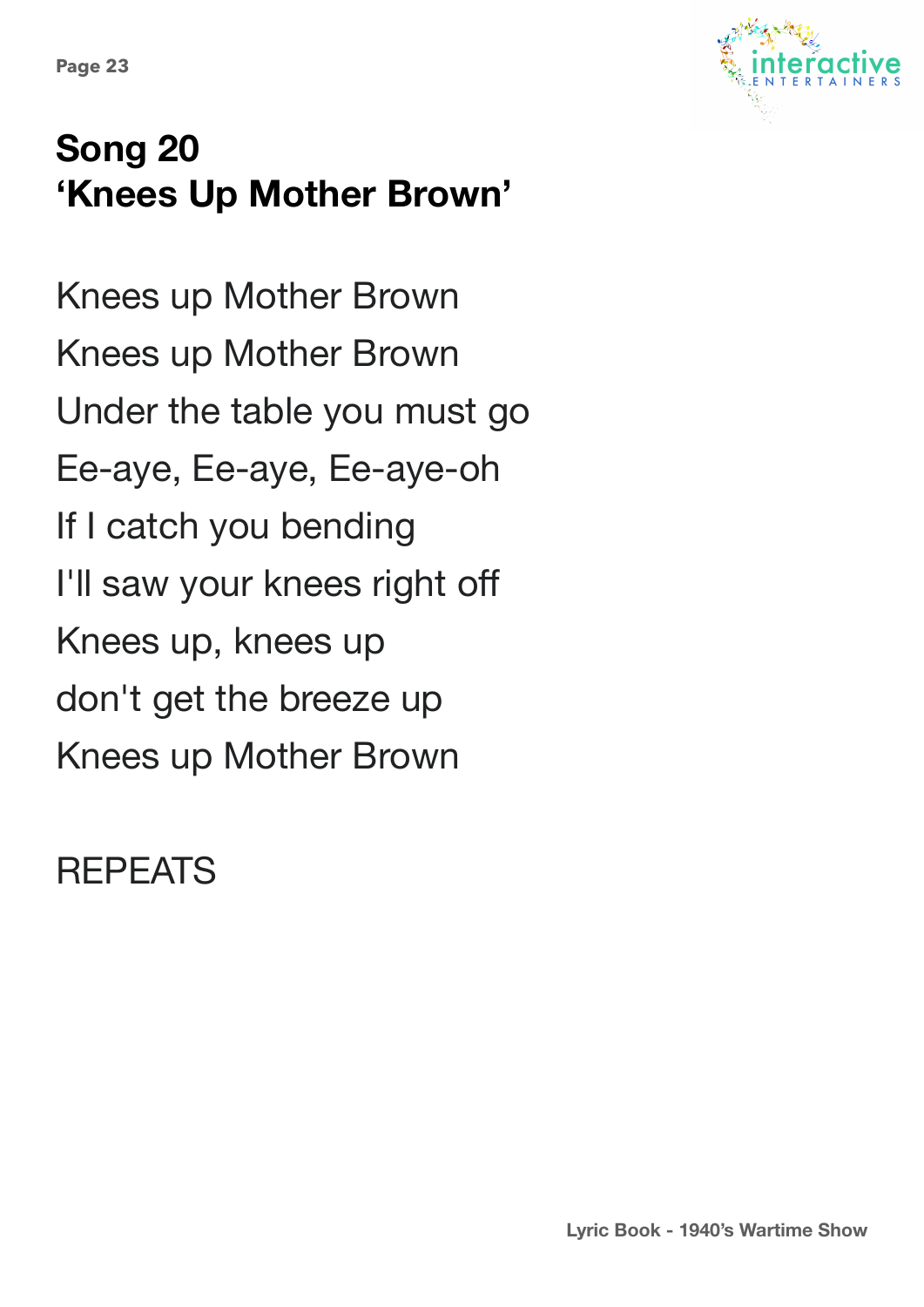# Song 20
# 'Knees Up Mother Brown'

Knees up Mother Brown

Knees up Mother Brown

Under the table you must go

Ee-aye, Ee-aye, Ee-aye-oh

If I catch you bending

I'll saw your knees right off

Knees up, knees up

don't get the breeze up

Knees up Mother Brown

REPEATS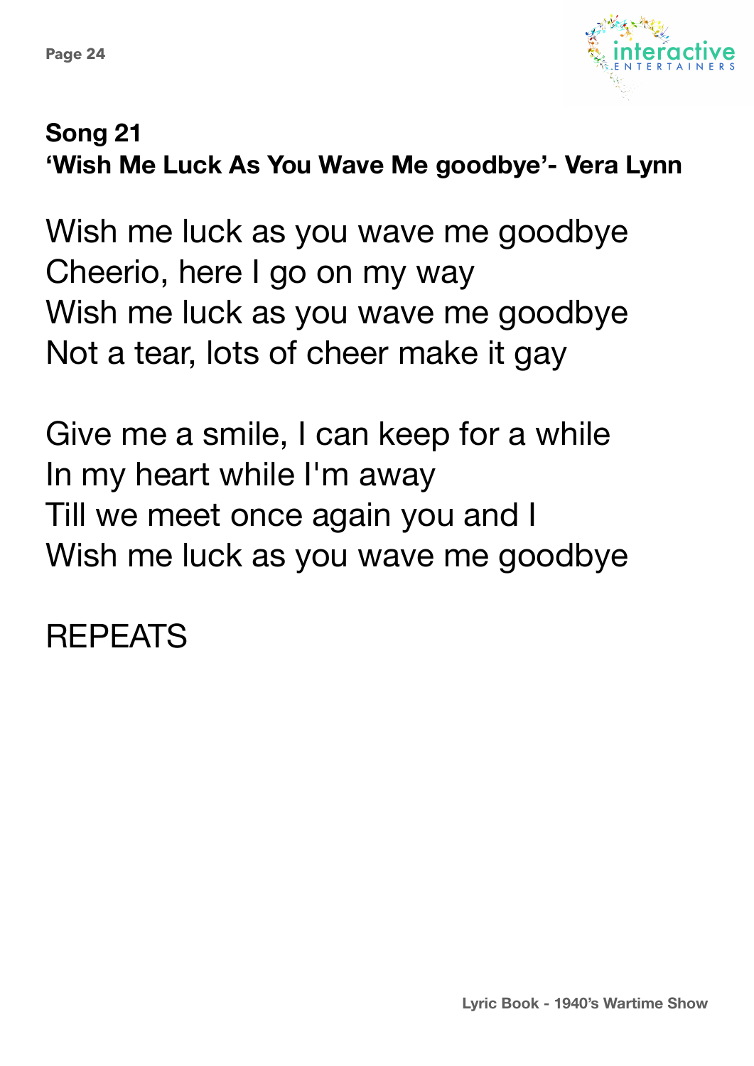**Song 21**
**'Wish Me Luck As You Wave Me goodbye'- Vera Lynn**

Wish me luck as you wave me goodbye
Cheerio, here I go on my way
Wish me luck as you wave me goodbye
Not a tear, lots of cheer make it gay

Give me a smile, I can keep for a while
In my heart while I'm away
Till we meet once again you and I
Wish me luck as you wave me goodbye

REPEATS